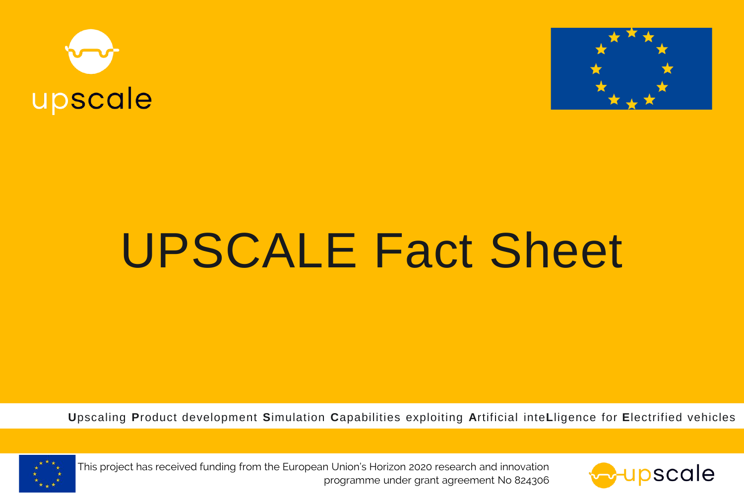upscale

# UPSCALE Fact Sheet

**U**pscaling **P**roduct development **S**imulation **C**apabilities exploiting **A**rtificial inte**L**ligence for **E**lectrified vehicles

This project has received funding from the European Union's Horizon 2020 research and innovation programme under grant agreement No 824306

upscale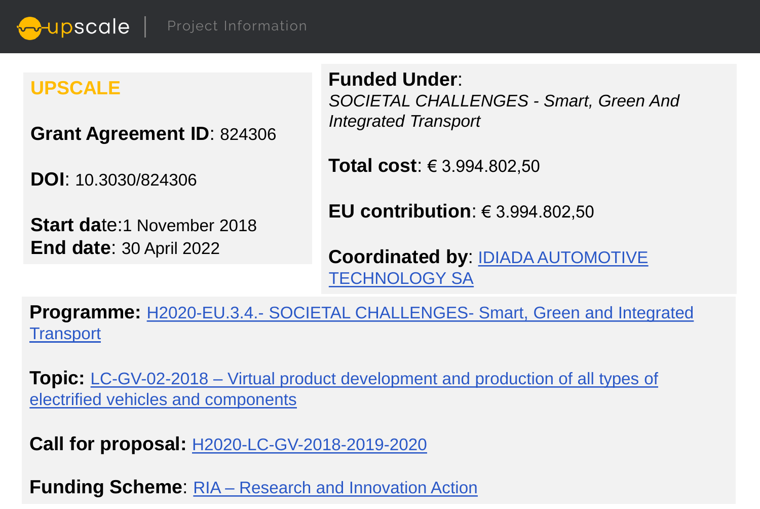upscale | Project Information

## UPSCALE

**Grant Agreement ID**: 824306

**DOI**: 10.3030/824306

**Start date**:1 November 2018
**End date**: 30 April 2022

**Funded Under**:
*SOCIETAL CHALLENGES - Smart, Green And Integrated Transport*

**Total cost**: € 3.994.802,50

**EU contribution**: € 3.994.802,50

**Coordinated by**: IDIADA AUTOMOTIVE TECHNOLOGY SA

**Programme:** H2020-EU.3.4.- SOCIETAL CHALLENGES- Smart, Green and Integrated Transport

**Topic:** LC-GV-02-2018 – Virtual product development and production of all types of electrified vehicles and components

**Call for proposal:** H2020-LC-GV-2018-2019-2020

**Funding Scheme**: RIA – Research and Innovation Action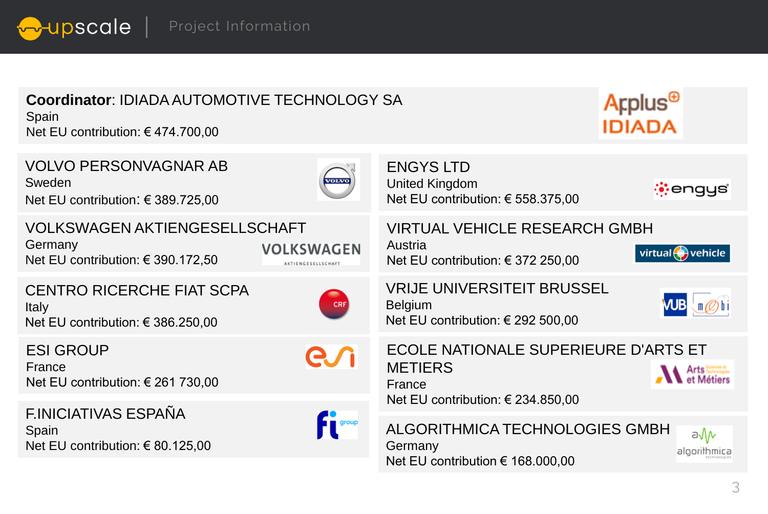# Project Information

**Coordinator**: IDIADA AUTOMOTIVE TECHNOLOGY SA
Spain
Net EU contribution: € 474.700,00

VOLVO PERSONVAGNAR AB
Sweden
Net EU contribution: € 389.725,00

VOLKSWAGEN AKTIENGESELLSCHAFT
Germany
Net EU contribution: € 390.172,50

CENTRO RICERCHE FIAT SCPA
Italy
Net EU contribution: € 386.250,00

ESI GROUP
France
Net EU contribution: € 261 730,00

F.INICIATIVAS ESPAÑA
Spain
Net EU contribution: € 80.125,00

ENGYS LTD
United Kingdom
Net EU contribution: € 558.375,00

VIRTUAL VEHICLE RESEARCH GMBH
Austria
Net EU contribution: € 372 250,00

VRIJE UNIVERSITEIT BRUSSEL
Belgium
Net EU contribution: € 292 500,00

ECOLE NATIONALE SUPERIEURE D'ARTS ET METIERS
France
Net EU contribution: € 234.850,00

ALGORITHMICA TECHNOLOGIES GMBH
Germany
Net EU contribution € 168.000,00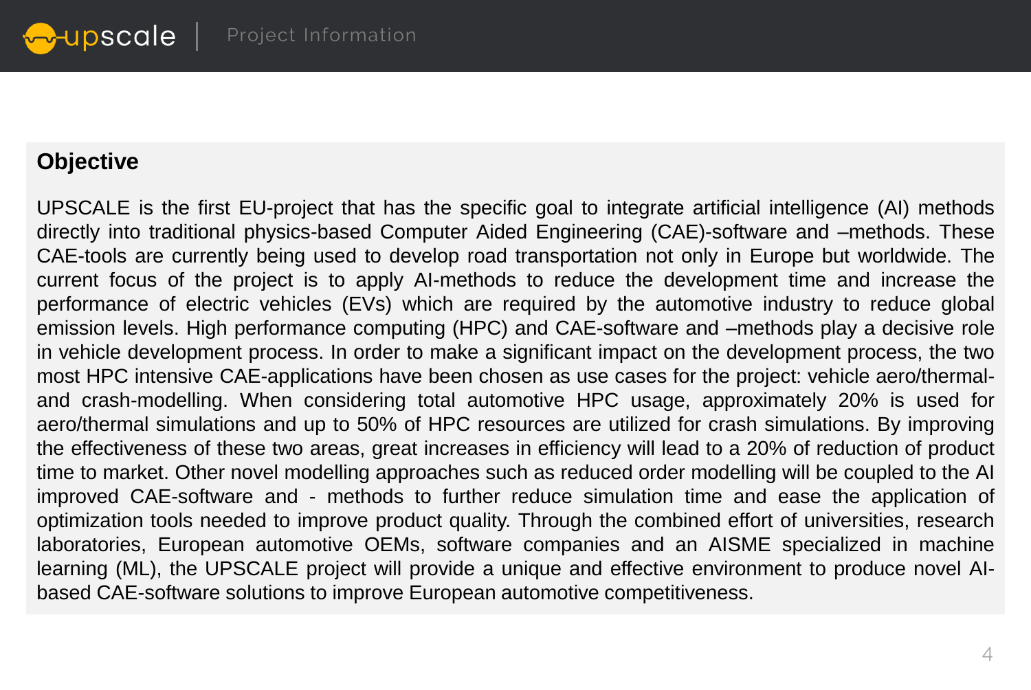## Objective

UPSCALE is the first EU-project that has the specific goal to integrate artificial intelligence (AI) methods directly into traditional physics-based Computer Aided Engineering (CAE)-software and –methods. These CAE-tools are currently being used to develop road transportation not only in Europe but worldwide. The current focus of the project is to apply AI-methods to reduce the development time and increase the performance of electric vehicles (EVs) which are required by the automotive industry to reduce global emission levels. High performance computing (HPC) and CAE-software and –methods play a decisive role in vehicle development process. In order to make a significant impact on the development process, the two most HPC intensive CAE-applications have been chosen as use cases for the project: vehicle aero/thermal- and crash-modelling. When considering total automotive HPC usage, approximately 20% is used for aero/thermal simulations and up to 50% of HPC resources are utilized for crash simulations. By improving the effectiveness of these two areas, great increases in efficiency will lead to a 20% of reduction of product time to market. Other novel modelling approaches such as reduced order modelling will be coupled to the AI improved CAE-software and - methods to further reduce simulation time and ease the application of optimization tools needed to improve product quality. Through the combined effort of universities, research laboratories, European automotive OEMs, software companies and an AISME specialized in machine learning (ML), the UPSCALE project will provide a unique and effective environment to produce novel AI-based CAE-software solutions to improve European automotive competitiveness.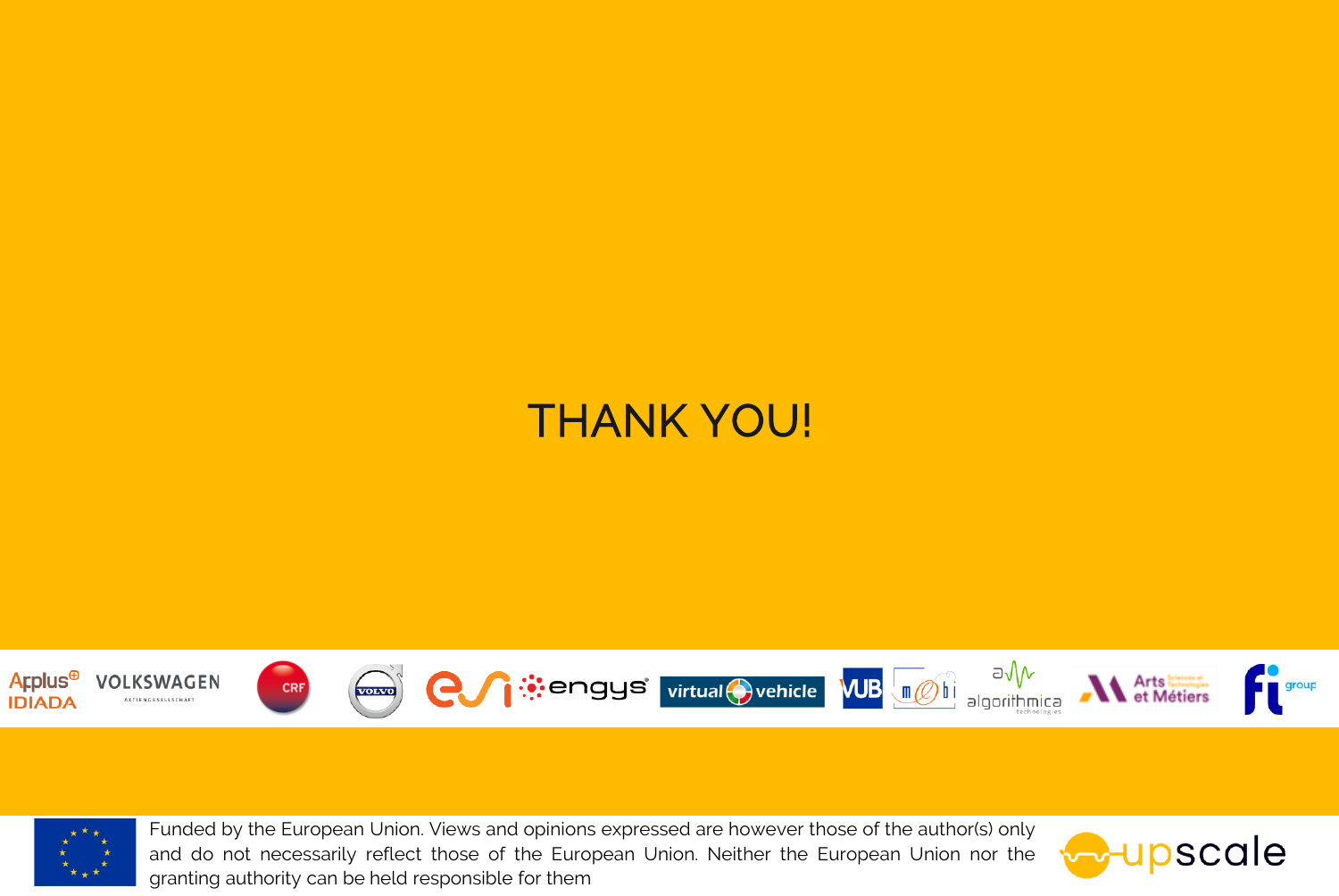# THANK YOU!

Funded by the European Union. Views and opinions expressed are however those of the author(s) only and do not necessarily reflect those of the European Union. Neither the European Union nor the granting authority can be held responsible for them